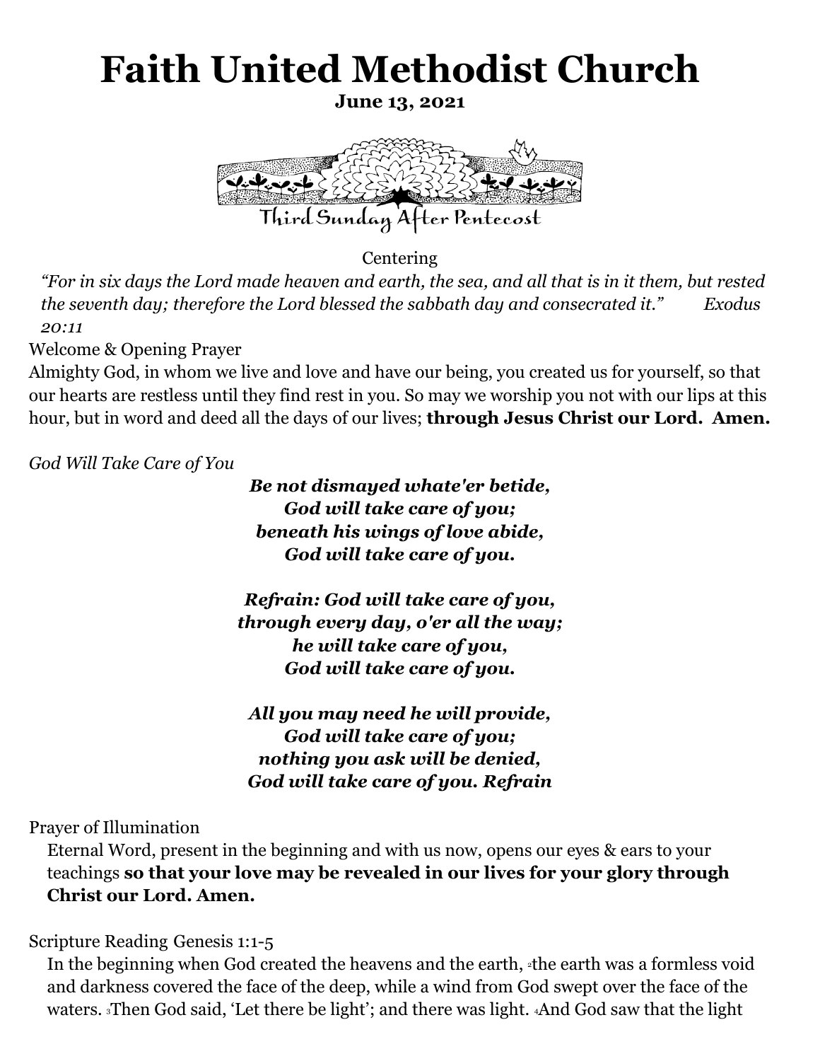# Faith United Methodist Church

**June 13, 2021**

Third Sunday After Pentecost

Centering

*"For in six days the Lord made heaven and earth, the sea, and all that is in it them, but rested the seventh day; therefore the Lord blessed the sabbath day and consecrated it."* *Exodus 20:11*

Welcome & Opening Prayer

Almighty God, in whom we live and love and have our being, you created us for yourself, so that our hearts are restless until they find rest in you. So may we worship you not with our lips at this hour, but in word and deed all the days of our lives; **through Jesus Christ our Lord. Amen.**

*God Will Take Care of You*

***Be not dismayed whate'er betide,***
***God will take care of you;***
***beneath his wings of love abide,***
***God will take care of you.***

***Refrain: God will take care of you,***
***through every day, o'er all the way;***
***he will take care of you,***
***God will take care of you.***

***All you may need he will provide,***
***God will take care of you;***
***nothing you ask will be denied,***
***God will take care of you. Refrain***

Prayer of Illumination

Eternal Word, present in the beginning and with us now, opens our eyes & ears to your teachings **so that your love may be revealed in our lives for your glory through Christ our Lord. Amen.**

Scripture Reading Genesis 1:1-5

In the beginning when God created the heavens and the earth, [2]the earth was a formless void and darkness covered the face of the deep, while a wind from God swept over the face of the waters. [3]Then God said, 'Let there be light'; and there was light. [4]And God saw that the light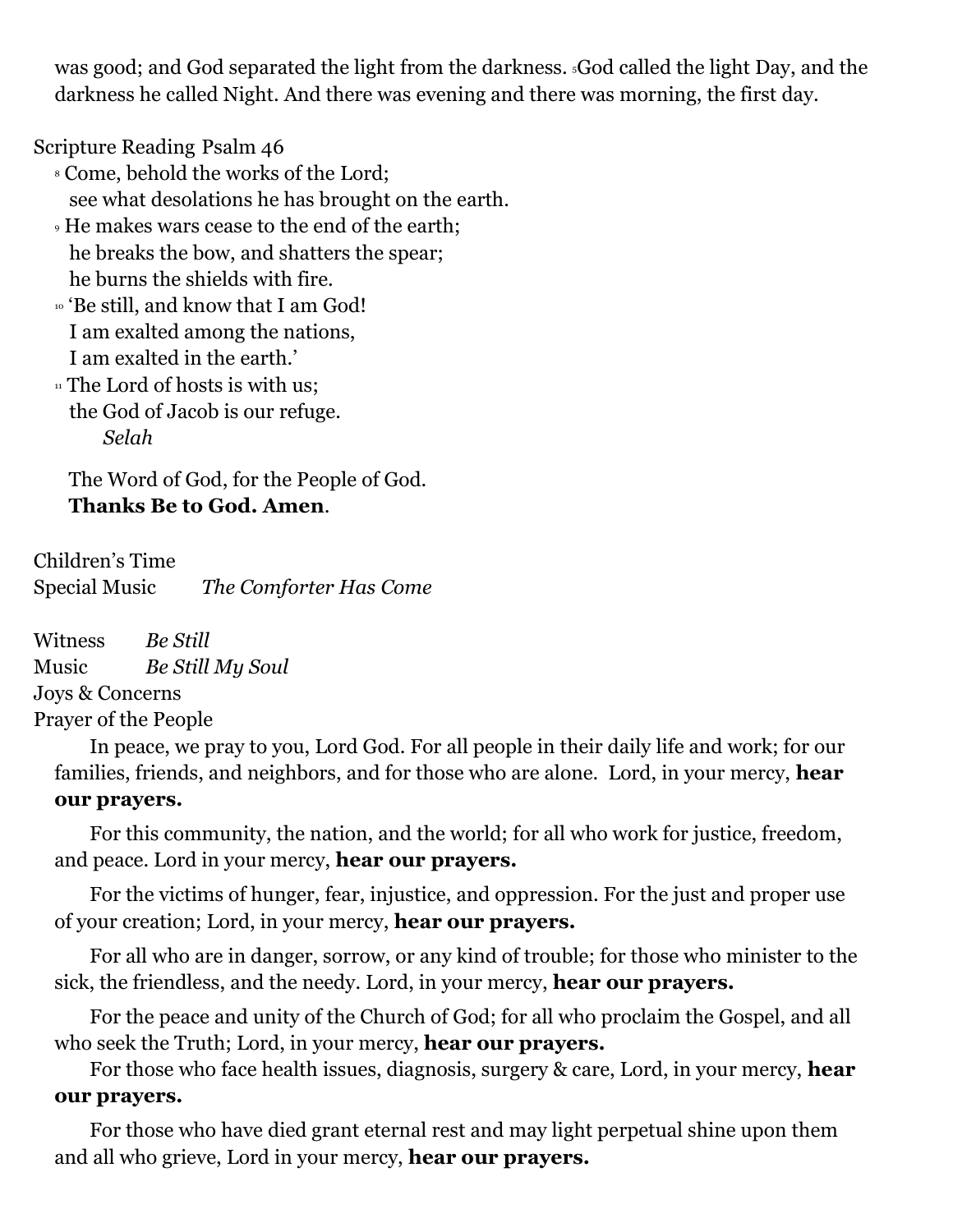was good; and God separated the light from the darkness. [5]God called the light Day, and the darkness he called Night. And there was evening and there was morning, the first day.

Scripture Reading Psalm 46

[8] Come, behold the works of the Lord;
see what desolations he has brought on the earth.
[9] He makes wars cease to the end of the earth;
he breaks the bow, and shatters the spear;
he burns the shields with fire.
[10] 'Be still, and know that I am God!
I am exalted among the nations,
I am exalted in the earth.'
[11] The Lord of hosts is with us;
the God of Jacob is our refuge.
*Selah*

The Word of God, for the People of God.
**Thanks Be to God. Amen**.

Children's Time
Special Music *The Comforter Has Come*

Witness *Be Still*
Music *Be Still My Soul*
Joys & Concerns
Prayer of the People

In peace, we pray to you, Lord God. For all people in their daily life and work; for our families, friends, and neighbors, and for those who are alone. Lord, in your mercy, **hear our prayers.**

For this community, the nation, and the world; for all who work for justice, freedom, and peace. Lord in your mercy, **hear our prayers.**

For the victims of hunger, fear, injustice, and oppression. For the just and proper use of your creation; Lord, in your mercy, **hear our prayers.**

For all who are in danger, sorrow, or any kind of trouble; for those who minister to the sick, the friendless, and the needy. Lord, in your mercy, **hear our prayers.**

For the peace and unity of the Church of God; for all who proclaim the Gospel, and all who seek the Truth; Lord, in your mercy, **hear our prayers.**

For those who face health issues, diagnosis, surgery & care, Lord, in your mercy, **hear our prayers.**

For those who have died grant eternal rest and may light perpetual shine upon them and all who grieve, Lord in your mercy, **hear our prayers.**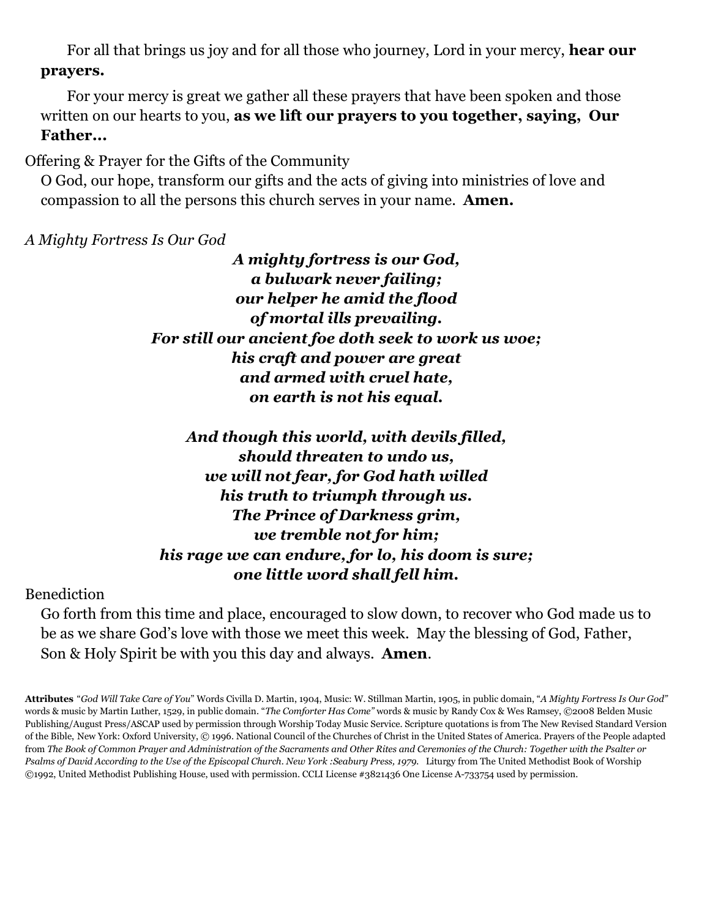For all that brings us joy and for all those who journey, Lord in your mercy, **hear our prayers.**

For your mercy is great we gather all these prayers that have been spoken and those written on our hearts to you, **as we lift our prayers to you together, saying, Our Father…**

Offering & Prayer for the Gifts of the Community

O God, our hope, transform our gifts and the acts of giving into ministries of love and compassion to all the persons this church serves in your name. **Amen.**

*A Mighty Fortress Is Our God*

***A mighty fortress is our God,***
***a bulwark never failing;***
***our helper he amid the flood***
***of mortal ills prevailing.***
***For still our ancient foe doth seek to work us woe;***
***his craft and power are great***
***and armed with cruel hate,***
***on earth is not his equal.***

***And though this world, with devils filled,***
***should threaten to undo us,***
***we will not fear, for God hath willed***
***his truth to triumph through us.***
***The Prince of Darkness grim,***
***we tremble not for him;***
***his rage we can endure, for lo, his doom is sure;***
***one little word shall fell him.***

Benediction

Go forth from this time and place, encouraged to slow down, to recover who God made us to be as we share God's love with those we meet this week. May the blessing of God, Father, Son & Holy Spirit be with you this day and always. **Amen**.

**Attributes** "*God Will Take Care of You*" Words Civilla D. Martin, 1904, Music: W. Stillman Martin, 1905, in public domain, "*A Mighty Fortress Is Our God*" words & music by Martin Luther, 1529, in public domain. "*The Comforter Has Come*" words & music by Randy Cox & Wes Ramsey, ©2008 Belden Music Publishing/August Press/ASCAP used by permission through Worship Today Music Service. Scripture quotations is from The New Revised Standard Version of the Bible, New York: Oxford University, © 1996. National Council of the Churches of Christ in the United States of America. Prayers of the People adapted from *The Book of Common Prayer and Administration of the Sacraments and Other Rites and Ceremonies of the Church: Together with the Psalter or Psalms of David According to the Use of the Episcopal Church. New York :Seabury Press, 1979.* Liturgy from The United Methodist Book of Worship ©1992, United Methodist Publishing House, used with permission. CCLI License #3821436 One License A-733754 used by permission.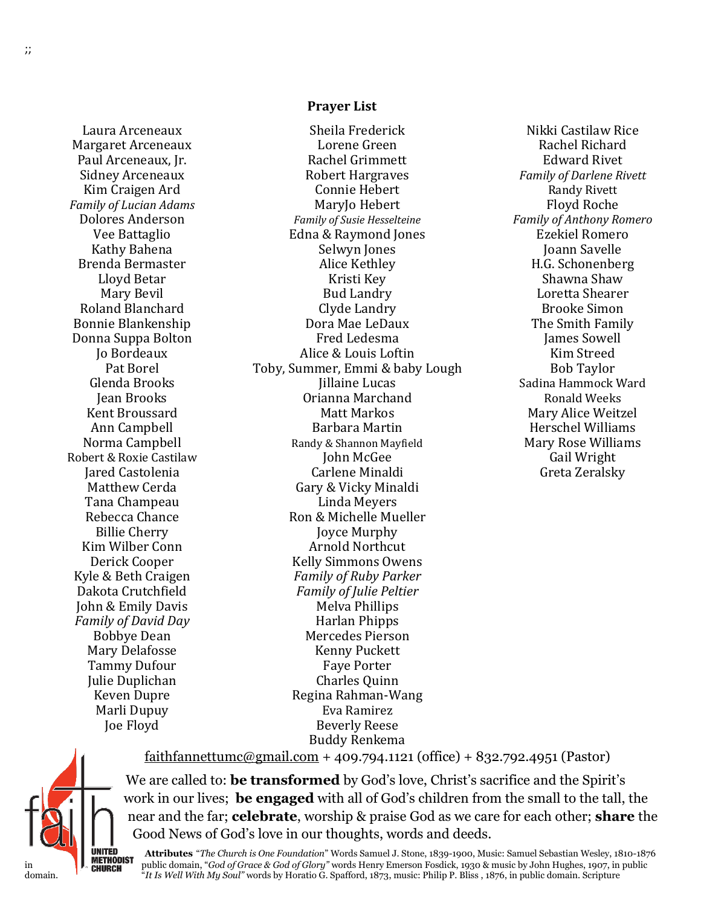;;

## Prayer List

Laura Arceneaux
Margaret Arceneaux
Paul Arceneaux, Jr.
Sidney Arceneaux
Kim Craigen Ard
*Family of Lucian Adams*
Dolores Anderson
Vee Battaglio
Kathy Bahena
Brenda Bermaster
Lloyd Betar
Mary Bevil
Roland Blanchard
Bonnie Blankenship
Donna Suppa Bolton
Jo Bordeaux
Pat Borel
Glenda Brooks
Jean Brooks
Kent Broussard
Ann Campbell
Norma Campbell
Robert & Roxie Castilaw
Jared Castolenia
Matthew Cerda
Tana Champeau
Rebecca Chance
Billie Cherry
Kim Wilber Conn
Derick Cooper
Kyle & Beth Craigen
Dakota Crutchfield
John & Emily Davis
*Family of David Day*
Bobbye Dean
Mary Delafosse
Tammy Dufour
Julie Duplichan
Keven Dupre
Marli Dupuy
Joe Floyd

Sheila Frederick
Lorene Green
Rachel Grimmett
Robert Hargraves
Connie Hebert
MaryJo Hebert
*Family of Susie Hesselteine*
Edna & Raymond Jones
Selwyn Jones
Alice Kethley
Kristi Key
Bud Landry
Clyde Landry
Dora Mae LeDaux
Fred Ledesma
Alice & Louis Loftin
Toby, Summer, Emmi & baby Lough
Jillaine Lucas
Orianna Marchand
Matt Markos
Barbara Martin
Randy & Shannon Mayfield
John McGee
Carlene Minaldi
Gary & Vicky Minaldi
Linda Meyers
Ron & Michelle Mueller
Joyce Murphy
Arnold Northcut
Kelly Simmons Owens
*Family of Ruby Parker*
*Family of Julie Peltier*
Melva Phillips
Harlan Phipps
Mercedes Pierson
Kenny Puckett
Faye Porter
Charles Quinn
Regina Rahman-Wang
Eva Ramirez
Beverly Reese
Buddy Renkema

Nikki Castilaw Rice
Rachel Richard
Edward Rivet
*Family of Darlene Rivett*
Randy Rivett
Floyd Roche
*Family of Anthony Romero*
Ezekiel Romero
Joann Savelle
H.G. Schonenberg
Shawna Shaw
Loretta Shearer
Brooke Simon
The Smith Family
James Sowell
Kim Streed
Bob Taylor
Sadina Hammock Ward
Ronald Weeks
Mary Alice Weitzel
Herschel Williams
Mary Rose Williams
Gail Wright
Greta Zeralsky

faithfannettumc@gmail.com + 409.794.1121 (office) + 832.792.4951 (Pastor)

We are called to: **be transformed** by God's love, Christ's sacrifice and the Spirit's work in our lives; **be engaged** with all of God's children from the small to the tall, the near and the far; **celebrate**, worship & praise God as we care for each other; **share** the Good News of God's love in our thoughts, words and deeds.

**Attributes** "*The Church is One Foundation*" Words Samuel J. Stone, 1839-1900, Music: Samuel Sebastian Wesley, 1810-1876 in public domain, "*God of Grace & God of Glory*" words Henry Emerson Fosdick, 1930 & music by John Hughes, 1907, in public domain. "*It Is Well With My Soul*" words by Horatio G. Spafford, 1873, music: Philip P. Bliss , 1876, in public domain. Scripture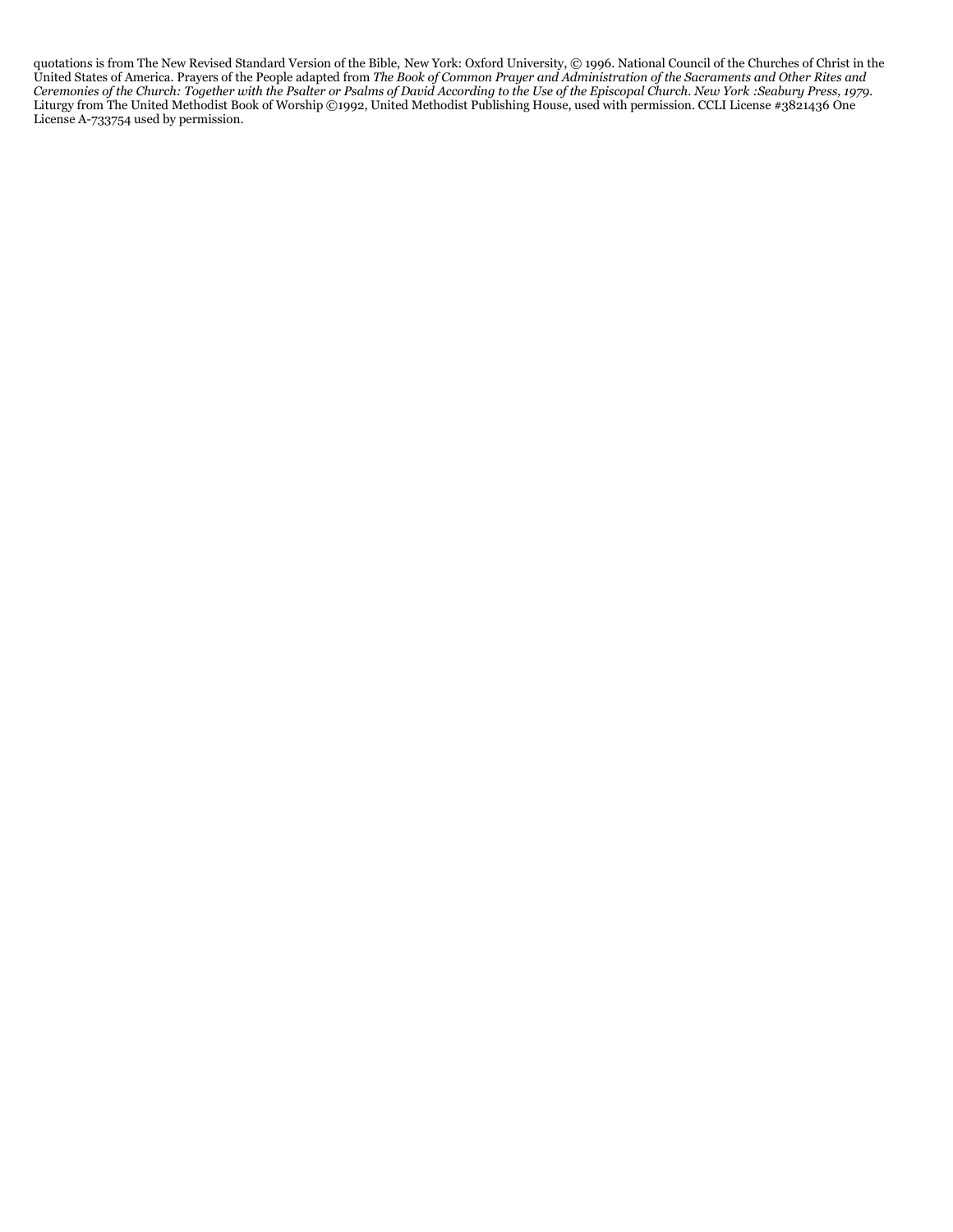quotations is from The New Revised Standard Version of the Bible, New York: Oxford University, © 1996. National Council of the Churches of Christ in the United States of America. Prayers of the People adapted from *The Book of Common Prayer and Administration of the Sacraments and Other Rites and Ceremonies of the Church: Together with the Psalter or Psalms of David According to the Use of the Episcopal Church. New York :Seabury Press, 1979.* Liturgy from The United Methodist Book of Worship ©1992, United Methodist Publishing House, used with permission. CCLI License #3821436 One License A-733754 used by permission.